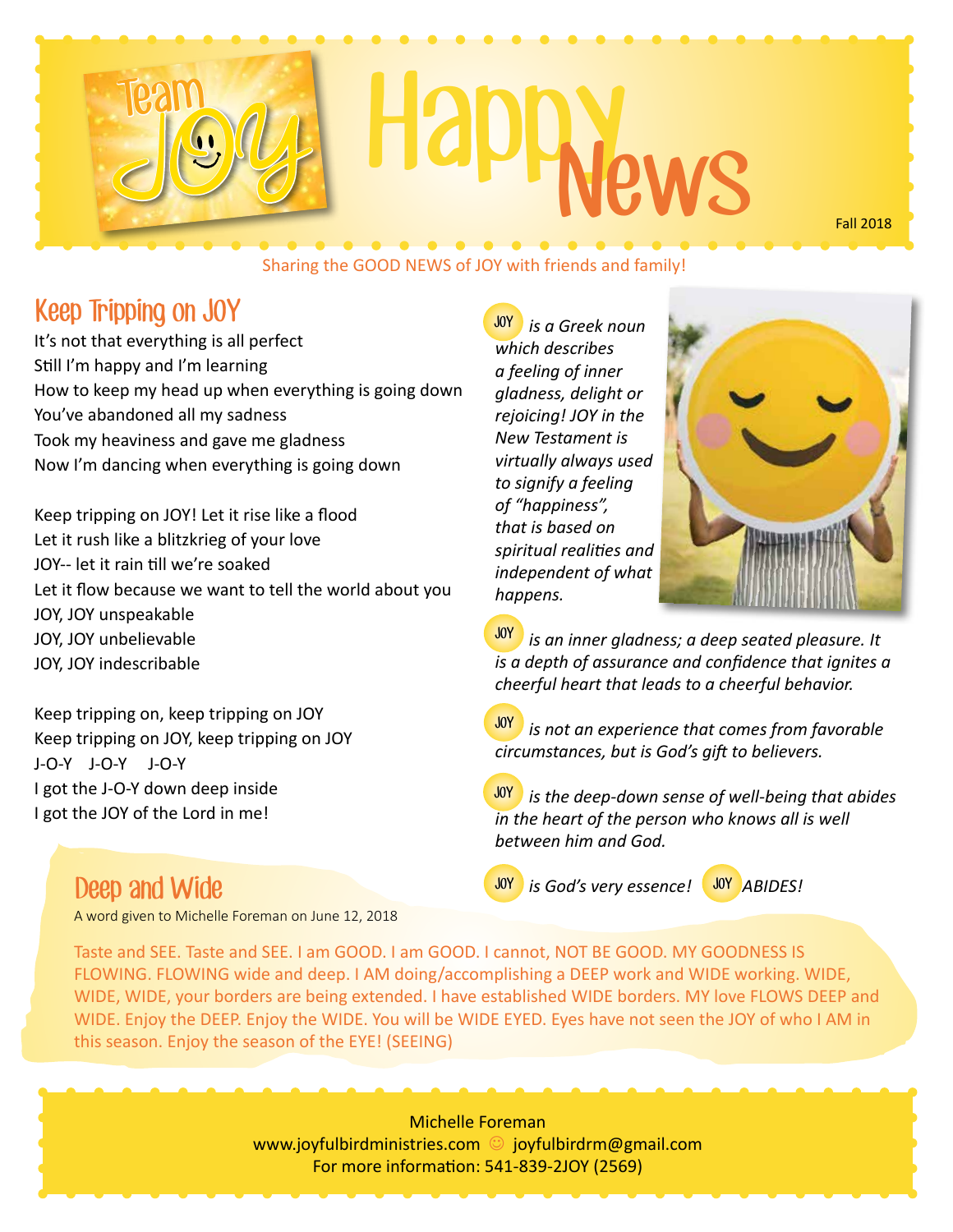# Team JOY Happy News

Fall 2018

Sharing the GOOD NEWS of JOY with friends and family!

## Keep Tripping on JOY

It's not that everything is all perfect
Still I'm happy and I'm learning
How to keep my head up when everything is going down
You've abandoned all my sadness
Took my heaviness and gave me gladness
Now I'm dancing when everything is going down

Keep tripping on JOY! Let it rise like a flood
Let it rush like a blitzkrieg of your love
JOY-- let it rain till we're soaked
Let it flow because we want to tell the world about you
JOY, JOY unspeakable
JOY, JOY unbelievable
JOY, JOY indescribable

Keep tripping on, keep tripping on JOY
Keep tripping on JOY, keep tripping on JOY
J-O-Y J-O-Y J-O-Y
I got the J-O-Y down deep inside
I got the JOY of the Lord in me!

*JOY is a Greek noun which describes a feeling of inner gladness, delight or rejoicing! JOY in the New Testament is virtually always used to signify a feeling of "happiness", that is based on spiritual realities and independent of what happens.*

*JOY is an inner gladness; a deep seated pleasure. It is a depth of assurance and confidence that ignites a cheerful heart that leads to a cheerful behavior.*

*JOY is not an experience that comes from favorable circumstances, but is God's gift to believers.*

*JOY is the deep-down sense of well-being that abides in the heart of the person who knows all is well between him and God.*

*JOY is God's very essence! JOY ABIDES!*

## Deep and Wide

A word given to Michelle Foreman on June 12, 2018

Taste and SEE. Taste and SEE. I am GOOD. I am GOOD. I cannot, NOT BE GOOD. MY GOODNESS IS FLOWING. FLOWING wide and deep. I AM doing/accomplishing a DEEP work and WIDE working. WIDE, WIDE, WIDE, your borders are being extended. I have established WIDE borders. MY love FLOWS DEEP and WIDE. Enjoy the DEEP. Enjoy the WIDE. You will be WIDE EYED. Eyes have not seen the JOY of who I AM in this season. Enjoy the season of the EYE! (SEEING)

Michelle Foreman
www.joyfulbirdministries.com ☺ joyfulbirdrm@gmail.com
For more information: 541-839-2JOY (2569)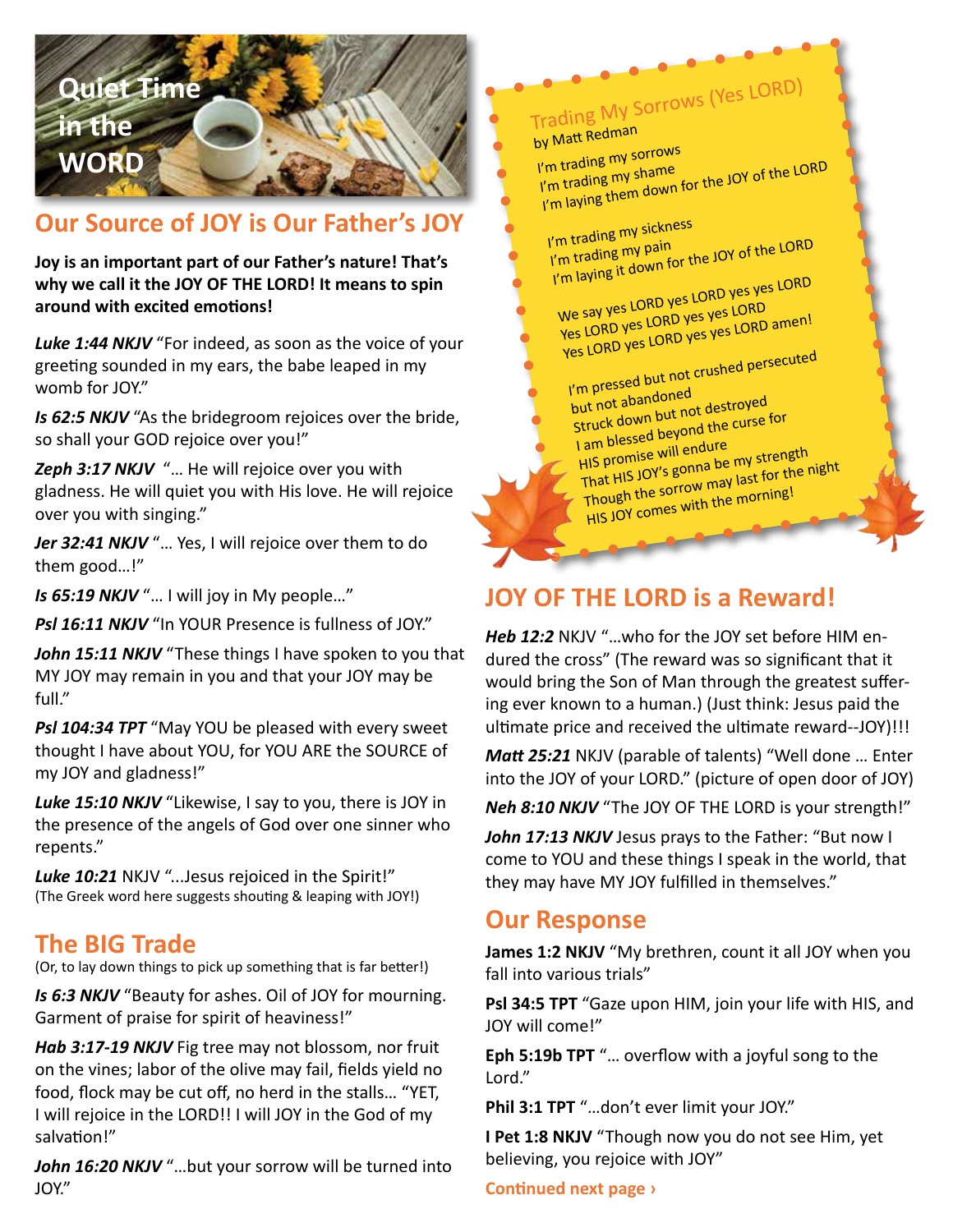# Quiet Time in the WORD

## Our Source of JOY is Our Father's JOY

**Joy is an important part of our Father's nature! That's why we call it the JOY OF THE LORD! It means to spin around with excited emotions!**

***Luke 1:44 NKJV*** "For indeed, as soon as the voice of your greeting sounded in my ears, the babe leaped in my womb for JOY."

***Is 62:5 NKJV*** "As the bridegroom rejoices over the bride, so shall your GOD rejoice over you!"

***Zeph 3:17 NKJV*** "… He will rejoice over you with gladness. He will quiet you with His love. He will rejoice over you with singing."

***Jer 32:41 NKJV*** "… Yes, I will rejoice over them to do them good…!"

***Is 65:19 NKJV*** "… I will joy in My people…"

***Psl 16:11 NKJV*** "In YOUR Presence is fullness of JOY."

***John 15:11 NKJV*** "These things I have spoken to you that MY JOY may remain in you and that your JOY may be full."

***Psl 104:34 TPT*** "May YOU be pleased with every sweet thought I have about YOU, for YOU ARE the SOURCE of my JOY and gladness!"

***Luke 15:10 NKJV*** "Likewise, I say to you, there is JOY in the presence of the angels of God over one sinner who repents."

***Luke 10:21*** NKJV "...Jesus rejoiced in the Spirit!"
(The Greek word here suggests shouting & leaping with JOY!)

## The BIG Trade

(Or, to lay down things to pick up something that is far better!)

***Is 6:3 NKJV*** "Beauty for ashes. Oil of JOY for mourning. Garment of praise for spirit of heaviness!"

***Hab 3:17-19 NKJV*** Fig tree may not blossom, nor fruit on the vines; labor of the olive may fail, fields yield no food, flock may be cut off, no herd in the stalls… "YET, I will rejoice in the LORD!! I will JOY in the God of my salvation!"

***John 16:20 NKJV*** "…but your sorrow will be turned into JOY."

### Trading My Sorrows (Yes LORD)
by Matt Redman

I'm trading my sorrows
I'm trading my shame
I'm laying them down for the JOY of the LORD

I'm trading my sickness
I'm trading my pain
I'm laying it down for the JOY of the LORD

We say yes LORD yes LORD yes yes LORD
Yes LORD yes LORD yes yes LORD
Yes LORD yes LORD yes yes LORD amen!

I'm pressed but not crushed persecuted
but not abandoned
Struck down but not destroyed
I am blessed beyond the curse for
HIS promise will endure
That HIS JOY's gonna be my strength
Though the sorrow may last for the night
HIS JOY comes with the morning!

## JOY OF THE LORD is a Reward!

***Heb 12:2*** NKJV "…who for the JOY set before HIM endured the cross" (The reward was so significant that it would bring the Son of Man through the greatest suffering ever known to a human.) (Just think: Jesus paid the ultimate price and received the ultimate reward--JOY)!!!

***Matt 25:21*** NKJV (parable of talents) "Well done … Enter into the JOY of your LORD." (picture of open door of JOY)

***Neh 8:10 NKJV*** "The JOY OF THE LORD is your strength!"

***John 17:13 NKJV*** Jesus prays to the Father: "But now I come to YOU and these things I speak in the world, that they may have MY JOY fulfilled in themselves."

## Our Response

**James 1:2 NKJV** "My brethren, count it all JOY when you fall into various trials"

**Psl 34:5 TPT** "Gaze upon HIM, join your life with HIS, and JOY will come!"

**Eph 5:19b TPT** "… overflow with a joyful song to the Lord."

**Phil 3:1 TPT** "…don't ever limit your JOY."

**I Pet 1:8 NKJV** "Though now you do not see Him, yet believing, you rejoice with JOY"

**Continued next page ›**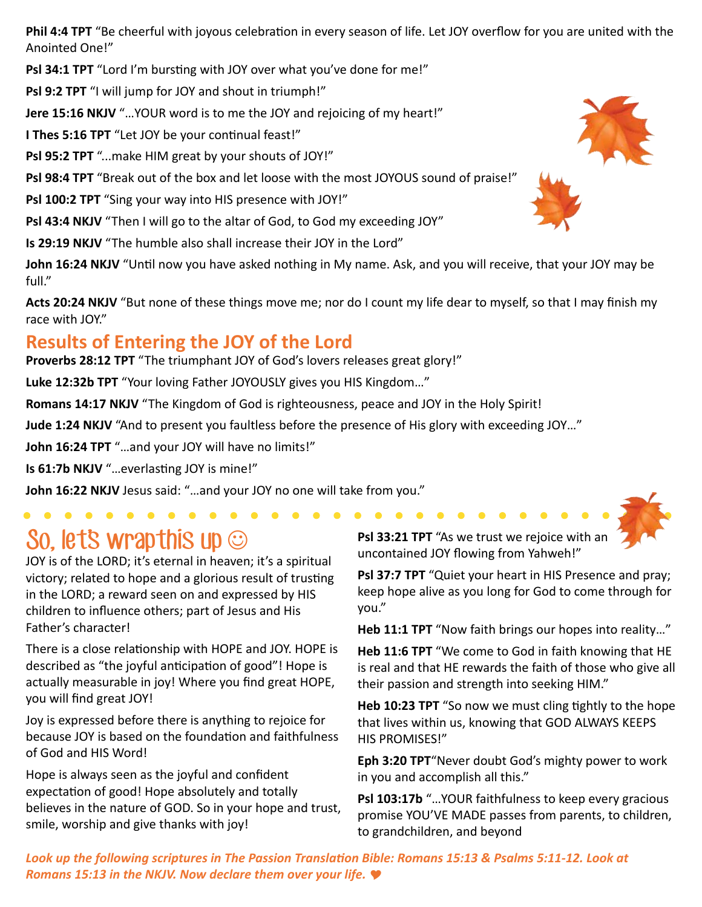**Phil 4:4 TPT** "Be cheerful with joyous celebration in every season of life. Let JOY overflow for you are united with the Anointed One!"

**Psl 34:1 TPT** "Lord I'm bursting with JOY over what you've done for me!"

**Psl 9:2 TPT** "I will jump for JOY and shout in triumph!"

**Jere 15:16 NKJV** "…YOUR word is to me the JOY and rejoicing of my heart!"

**I Thes 5:16 TPT** "Let JOY be your continual feast!"

**Psl 95:2 TPT** "...make HIM great by your shouts of JOY!"

**Psl 98:4 TPT** "Break out of the box and let loose with the most JOYOUS sound of praise!"

**Psl 100:2 TPT** "Sing your way into HIS presence with JOY!"

**Psl 43:4 NKJV** "Then I will go to the altar of God, to God my exceeding JOY"

**Is 29:19 NKJV** "The humble also shall increase their JOY in the Lord"

**John 16:24 NKJV** "Until now you have asked nothing in My name. Ask, and you will receive, that your JOY may be full."

**Acts 20:24 NKJV** "But none of these things move me; nor do I count my life dear to myself, so that I may finish my race with JOY."

## Results of Entering the JOY of the Lord

**Proverbs 28:12 TPT** "The triumphant JOY of God's lovers releases great glory!"

**Luke 12:32b TPT** "Your loving Father JOYOUSLY gives you HIS Kingdom…"

**Romans 14:17 NKJV** "The Kingdom of God is righteousness, peace and JOY in the Holy Spirit!

**Jude 1:24 NKJV** "And to present you faultless before the presence of His glory with exceeding JOY…"

**John 16:24 TPT** "…and your JOY will have no limits!"

**Is 61:7b NKJV** "…everlasting JOY is mine!"

**John 16:22 NKJV** Jesus said: "…and your JOY no one will take from you."

## So, let's wrapthis up ☺

JOY is of the LORD; it's eternal in heaven; it's a spiritual victory; related to hope and a glorious result of trusting in the LORD; a reward seen on and expressed by HIS children to influence others; part of Jesus and His Father's character!

There is a close relationship with HOPE and JOY. HOPE is described as "the joyful anticipation of good"! Hope is actually measurable in joy! Where you find great HOPE, you will find great JOY!

Joy is expressed before there is anything to rejoice for because JOY is based on the foundation and faithfulness of God and HIS Word!

Hope is always seen as the joyful and confident expectation of good! Hope absolutely and totally believes in the nature of GOD. So in your hope and trust, smile, worship and give thanks with joy!

**Psl 33:21 TPT** "As we trust we rejoice with an uncontained JOY flowing from Yahweh!"

**Psl 37:7 TPT** "Quiet your heart in HIS Presence and pray; keep hope alive as you long for God to come through for you."

**Heb 11:1 TPT** "Now faith brings our hopes into reality…"

**Heb 11:6 TPT** "We come to God in faith knowing that HE is real and that HE rewards the faith of those who give all their passion and strength into seeking HIM."

**Heb 10:23 TPT** "So now we must cling tightly to the hope that lives within us, knowing that GOD ALWAYS KEEPS HIS PROMISES!"

**Eph 3:20 TPT**"Never doubt God's mighty power to work in you and accomplish all this."

**Psl 103:17b** "…YOUR faithfulness to keep every gracious promise YOU'VE MADE passes from parents, to children, to grandchildren, and beyond

***Look up the following scriptures in The Passion Translation Bible: Romans 15:13 & Psalms 5:11-12. Look at Romans 15:13 in the NKJV. Now declare them over your life.*** ♥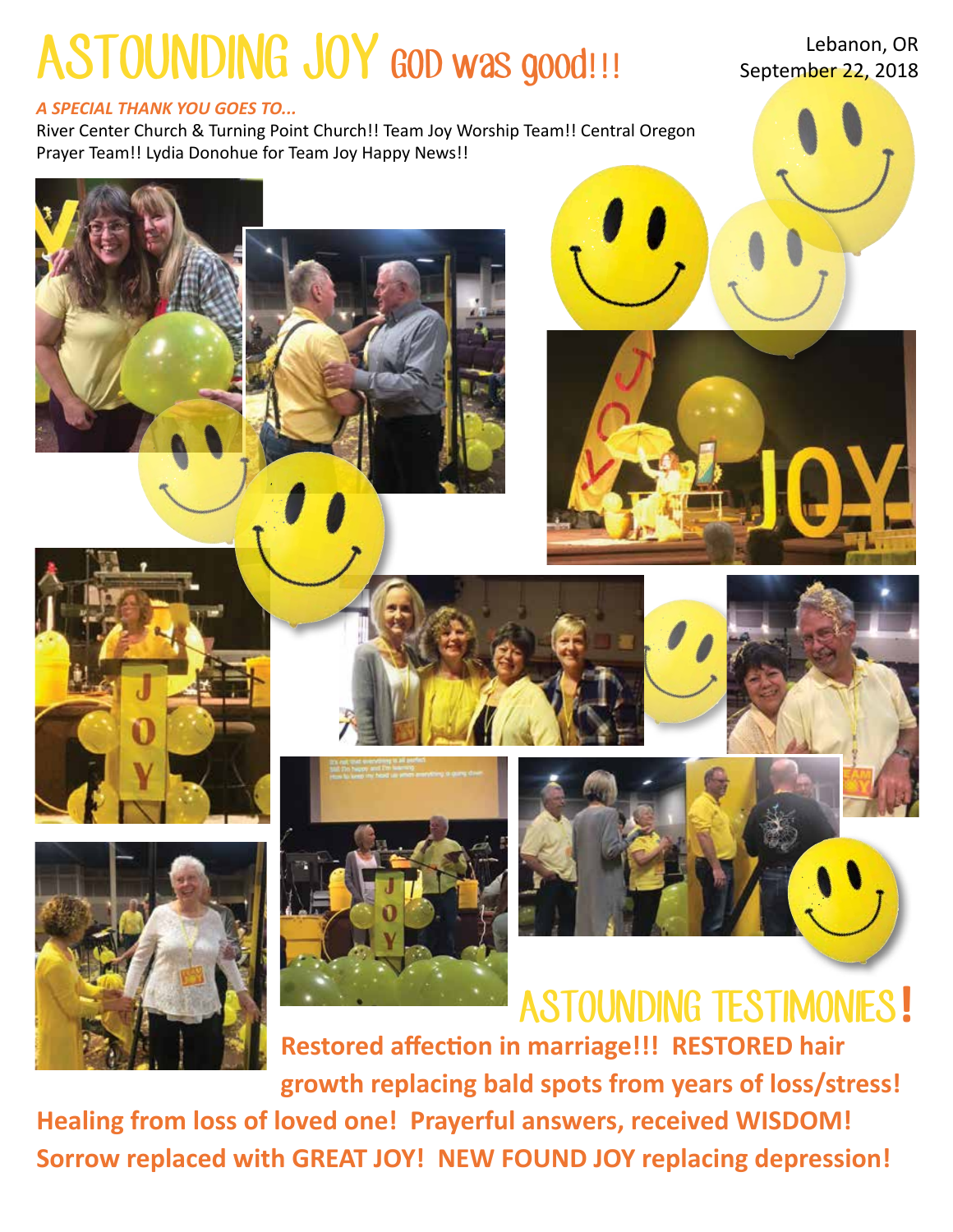# ASTOUNDING JOY GOD was good!!!

Lebanon, OR
September 22, 2018

***A SPECIAL THANK YOU GOES TO...***

River Center Church & Turning Point Church!! Team Joy Worship Team!! Central Oregon Prayer Team!! Lydia Donohue for Team Joy Happy News!!

## ASTOUNDING TESTIMONIES!

**Restored affection in marriage!!! RESTORED hair growth replacing bald spots from years of loss/stress! Healing from loss of loved one! Prayerful answers, received WISDOM! Sorrow replaced with GREAT JOY! NEW FOUND JOY replacing depression!**